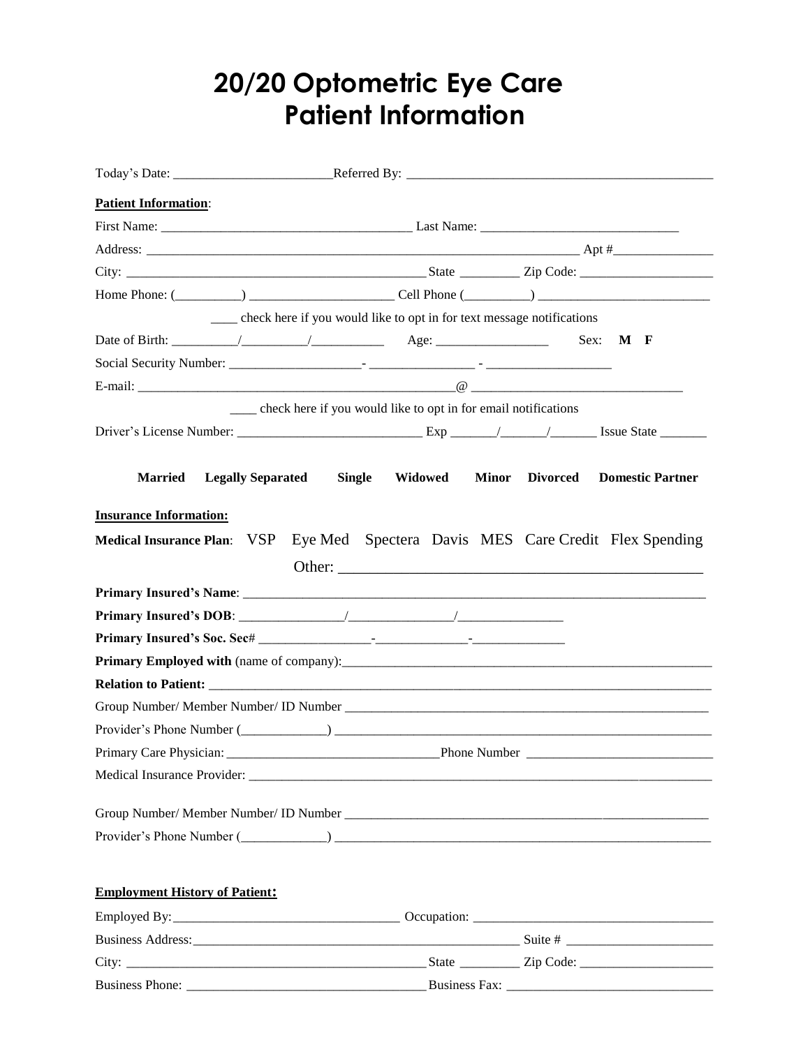# 20/20 Optometric Eye Care
# Patient Information

Today's Date: ________________________ Referred By: ______________________________________________

**Patient Information**:

First Name: _____________________________________ Last Name: ______________________________

Address: ______________________________________________________________________ Apt #_______________

City: _______________________________________________ State _________ Zip Code: ____________________

Home Phone: (__________) ______________________ Cell Phone (__________) __________________________

____ check here if you would like to opt in for text message notifications

Date of Birth: __________/__________/___________ Age: _________________ Sex: **M F**

Social Security Number: ____________________- ________________ - ___________________

E-mail: _________________________________________________@ ________________________________

____ check here if you would like to opt in for email notifications

Driver's License Number: ____________________________ Exp _______/_______/_______ Issue State _______

**Married Legally Separated Single Widowed Minor Divorced Domestic Partner**

**Insurance Information:**

**Medical Insurance Plan**: VSP Eye Med Spectera Davis MES Care Credit Flex Spending

Other: _______________________________________________

**Primary Insured's Name**: __________________________________________________________________________

**Primary Insured's DOB**: ________________/________________/________________

**Primary Insured's Soc. Sec#** _________________-______________-______________

**Primary Employed with** (name of company):___________________________________________________________

**Relation to Patient:** ______________________________________________________________________________

Group Number/ Member Number/ ID Number _________________________________________________________

Provider's Phone Number (_____________) __________________________________________________________

Primary Care Physician: ________________________________ Phone Number ____________________________

Medical Insurance Provider: ____________________________________________________________________

Group Number/ Member Number/ ID Number _________________________________________________________

Provider's Phone Number (_____________) __________________________________________________________

**Employment History of Patient:**

Employed By: __________________________________ Occupation: ___________________________________

Business Address: ____________________________________________________ Suite # ______________________

City: _______________________________________________ State _________ Zip Code: ____________________

Business Phone: ____________________________________ Business Fax: _______________________________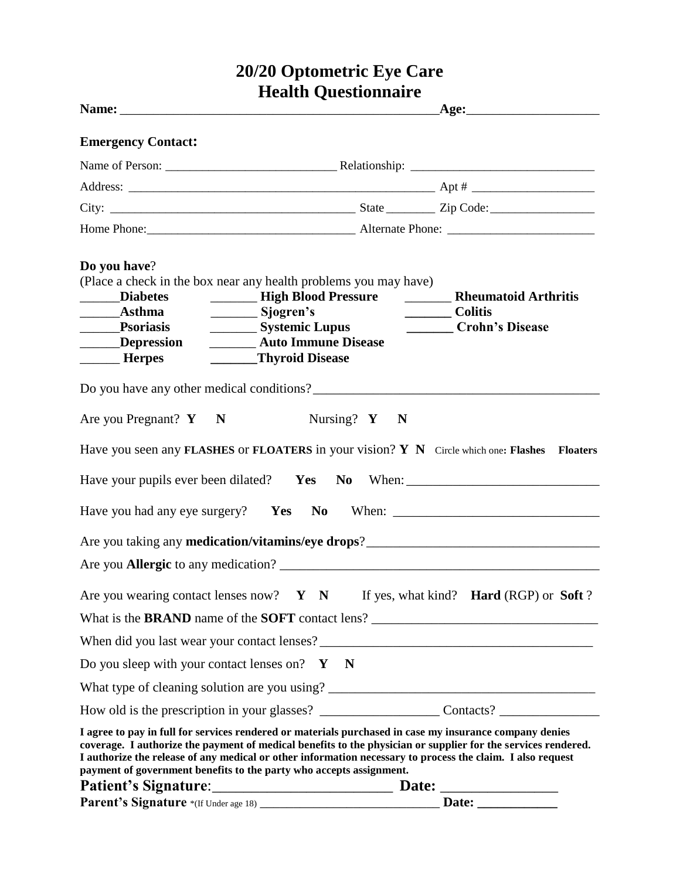# 20/20 Optometric Eye Care
# Health Questionnaire

**Name:** ______________________________________________**Age:**___________________

**Emergency Contact:**

Name of Person: ___________________________ Relationship: _____________________________

Address: ___________________________________________________ Apt # ___________________

City: _______________________________________ State ________ Zip Code:________________

Home Phone:_________________________________ Alternate Phone: _______________________

**Do you have**?
(Place a check in the box near any health problems you may have)

| | | |
|---|---|---|
| ______**Diabetes** | _______ **High Blood Pressure** | _______ **Rheumatoid Arthritis** |
| ______**Asthma** | _______ **Sjogren's** | _______ **Colitis** |
| ______**Psoriasis** | _______ **Systemic Lupus** | _______ **Crohn's Disease** |
| ______**Depression** | _______ **Auto Immune Disease** | |
| ______ **Herpes** | _______**Thyroid Disease** | |

Do you have any other medical conditions?__________________________________________

Are you Pregnant? **Y N** Nursing? **Y N**

Have you seen any **FLASHES** or **FLOATERS** in your vision? **Y N** Circle which one**: Flashes Floaters**

Have your pupils ever been dilated? **Yes No** When: ____________________________

Have you had any eye surgery? **Yes No** When: ______________________________

Are you taking any **medication/vitamins/eye drops**?__________________________________

Are you **Allergic** to any medication? ______________________________________________

Are you wearing contact lenses now? **Y N** If yes, what kind? **Hard** (RGP) or **Soft** ?

What is the **BRAND** name of the **SOFT** contact lens? __________________________________

When did you last wear your contact lenses?_________________________________________

Do you sleep with your contact lenses on? **Y N**

What type of cleaning solution are you using? _______________________________________

How old is the prescription in your glasses? _________________ Contacts? _______________

**I agree to pay in full for services rendered or materials purchased in case my insurance company denies coverage. I authorize the payment of medical benefits to the physician or supplier for the services rendered. I authorize the release of any medical or other information necessary to process the claim. I also request payment of government benefits to the party who accepts assignment.**

**Patient's Signature**:________________________ **Date:** ________________

**Parent's Signature** *(If Under age 18) _____________________________ **Date:** ___________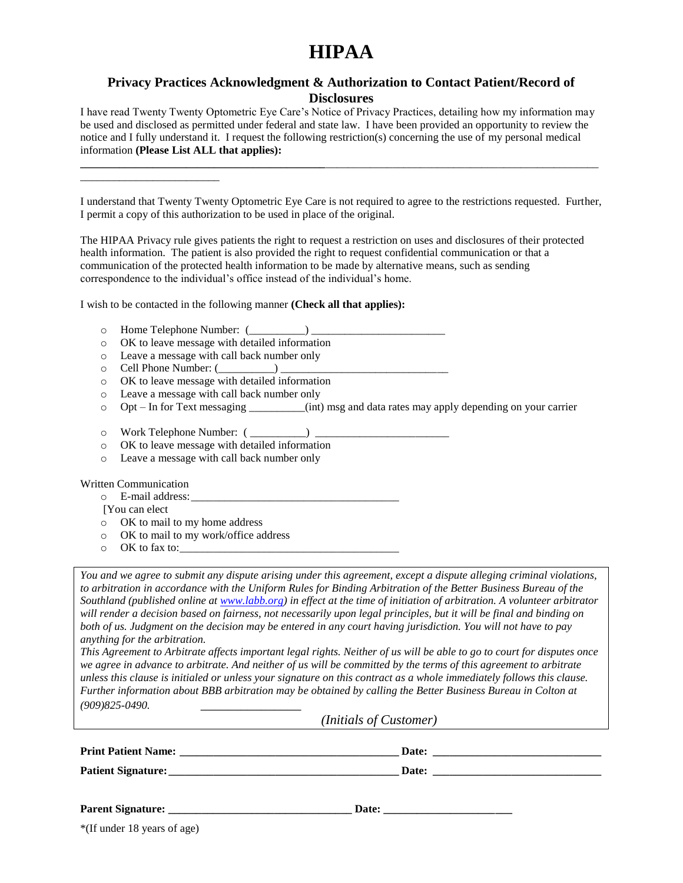# HIPAA

### Privacy Practices Acknowledgment & Authorization to Contact Patient/Record of Disclosures

I have read Twenty Twenty Optometric Eye Care's Notice of Privacy Practices, detailing how my information may be used and disclosed as permitted under federal and state law. I have been provided an opportunity to review the notice and I fully understand it. I request the following restriction(s) concerning the use of my personal medical information **(Please List ALL that applies):**

____________________________________________________________________________________________

_________________________

I understand that Twenty Twenty Optometric Eye Care is not required to agree to the restrictions requested. Further, I permit a copy of this authorization to be used in place of the original.

The HIPAA Privacy rule gives patients the right to request a restriction on uses and disclosures of their protected health information. The patient is also provided the right to request confidential communication or that a communication of the protected health information to be made by alternative means, such as sending correspondence to the individual's office instead of the individual's home.

I wish to be contacted in the following manner **(Check all that applies):**

- ○ Home Telephone Number: (__________) ________________________
- ○ OK to leave message with detailed information
- ○ Leave a message with call back number only
- ○ Cell Phone Number: (__________) ______________________________
- ○ OK to leave message with detailed information
- ○ Leave a message with call back number only
- ○ Opt – In for Text messaging __________(int) msg and data rates may apply depending on your carrier

- ○ Work Telephone Number: ( __________) ________________________
- ○ OK to leave message with detailed information
- ○ Leave a message with call back number only

Written Communication

- ○ E-mail address:______________________________________

[You can elect

- ○ OK to mail to my home address
- ○ OK to mail to my work/office address
- ○ OK to fax to:_________________________________________

*You and we agree to submit any dispute arising under this agreement, except a dispute alleging criminal violations, to arbitration in accordance with the Uniform Rules for Binding Arbitration of the Better Business Bureau of the Southland (published online at [www.labb.org](http://www.labb.org)) in effect at the time of initiation of arbitration. A volunteer arbitrator will render a decision based on fairness, not necessarily upon legal principles, but it will be final and binding on both of us. Judgment on the decision may be entered in any court having jurisdiction. You will not have to pay anything for the arbitration.*

*This Agreement to Arbitrate affects important legal rights. Neither of us will be able to go to court for disputes once we agree in advance to arbitrate. And neither of us will be committed by the terms of this agreement to arbitrate unless this clause is initialed or unless your signature on this contract as a whole immediately follows this clause. Further information about BBB arbitration may be obtained by calling the Better Business Bureau in Colton at (909)825-0490.* _________________

*(Initials of Customer)*

**Print Patient Name:** _______________________________________ **Date:** ______________________________

**Patient Signature:** __________________________________________ **Date:** ______________________________

**Parent Signature:** _________________________________ **Date:** _______________________

*(If under 18 years of age)